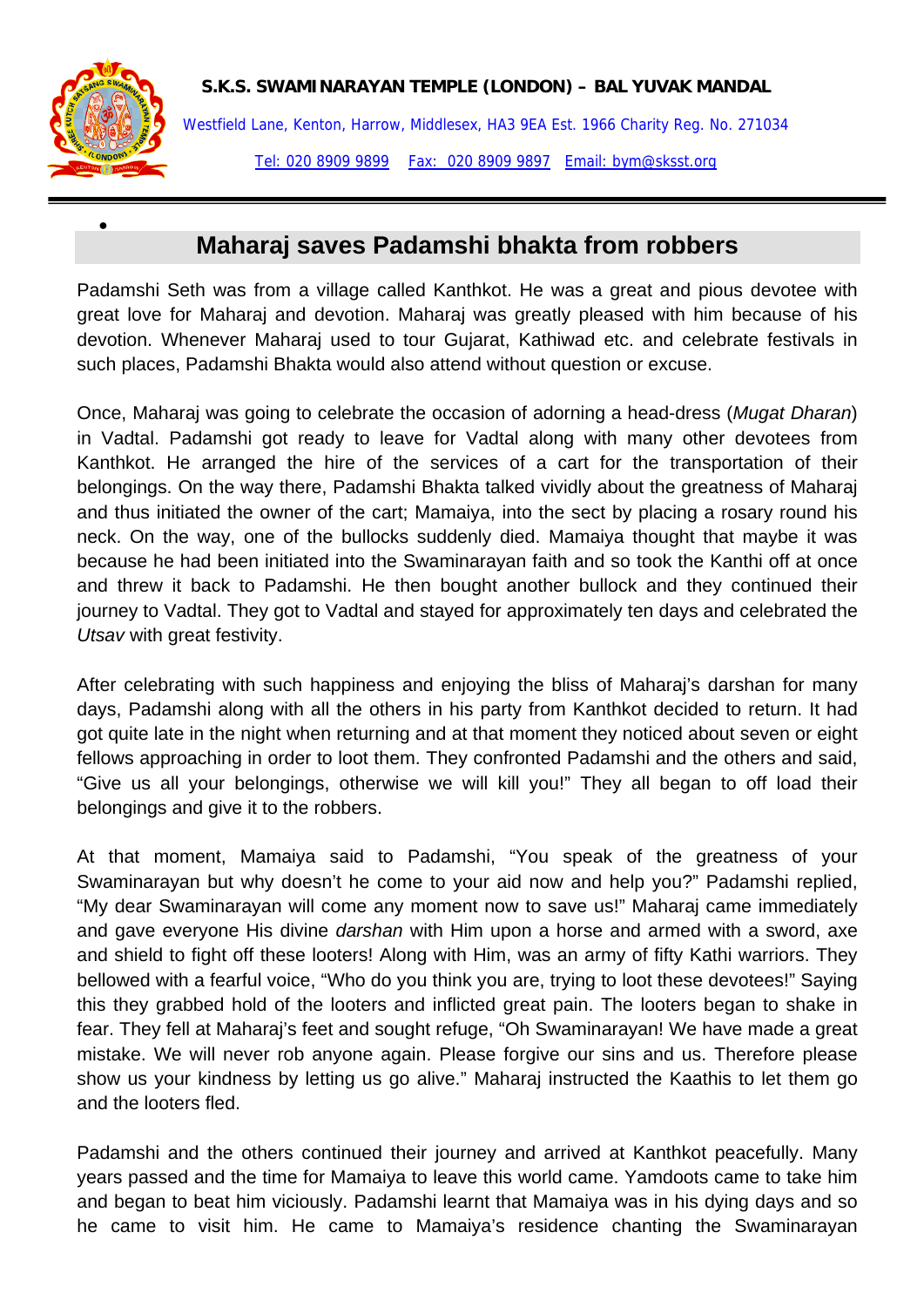**S.K.S. SWAMINARAYAN TEMPLE (LONDON) – BAL YUVAK MANDAL**

Westfield Lane, Kenton, Harrow, Middlesex, HA3 9EA Est. 1966 Charity Reg. No. 271034

Tel: 020 8909 9899 Fax: 020 8909 9897 Email: bym@sksst.org

# Maharaj saves Padamshi bhakta from robbers

Padamshi Seth was from a village called Kanthkot. He was a great and pious devotee with great love for Maharaj and devotion. Maharaj was greatly pleased with him because of his devotion. Whenever Maharaj used to tour Gujarat, Kathiwad etc. and celebrate festivals in such places, Padamshi Bhakta would also attend without question or excuse.

Once, Maharaj was going to celebrate the occasion of adorning a head-dress (*Mugat Dharan*) in Vadtal. Padamshi got ready to leave for Vadtal along with many other devotees from Kanthkot. He arranged the hire of the services of a cart for the transportation of their belongings. On the way there, Padamshi Bhakta talked vividly about the greatness of Maharaj and thus initiated the owner of the cart; Mamaiya, into the sect by placing a rosary round his neck. On the way, one of the bullocks suddenly died. Mamaiya thought that maybe it was because he had been initiated into the Swaminarayan faith and so took the Kanthi off at once and threw it back to Padamshi. He then bought another bullock and they continued their journey to Vadtal. They got to Vadtal and stayed for approximately ten days and celebrated the *Utsav* with great festivity.

After celebrating with such happiness and enjoying the bliss of Maharaj's darshan for many days, Padamshi along with all the others in his party from Kanthkot decided to return. It had got quite late in the night when returning and at that moment they noticed about seven or eight fellows approaching in order to loot them. They confronted Padamshi and the others and said, "Give us all your belongings, otherwise we will kill you!" They all began to off load their belongings and give it to the robbers.

At that moment, Mamaiya said to Padamshi, "You speak of the greatness of your Swaminarayan but why doesn't he come to your aid now and help you?" Padamshi replied, "My dear Swaminarayan will come any moment now to save us!" Maharaj came immediately and gave everyone His divine *darshan* with Him upon a horse and armed with a sword, axe and shield to fight off these looters! Along with Him, was an army of fifty Kathi warriors. They bellowed with a fearful voice, "Who do you think you are, trying to loot these devotees!" Saying this they grabbed hold of the looters and inflicted great pain. The looters began to shake in fear. They fell at Maharaj's feet and sought refuge, "Oh Swaminarayan! We have made a great mistake. We will never rob anyone again. Please forgive our sins and us. Therefore please show us your kindness by letting us go alive." Maharaj instructed the Kaathis to let them go and the looters fled.

Padamshi and the others continued their journey and arrived at Kanthkot peacefully. Many years passed and the time for Mamaiya to leave this world came. Yamdoots came to take him and began to beat him viciously. Padamshi learnt that Mamaiya was in his dying days and so he came to visit him. He came to Mamaiya's residence chanting the Swaminarayan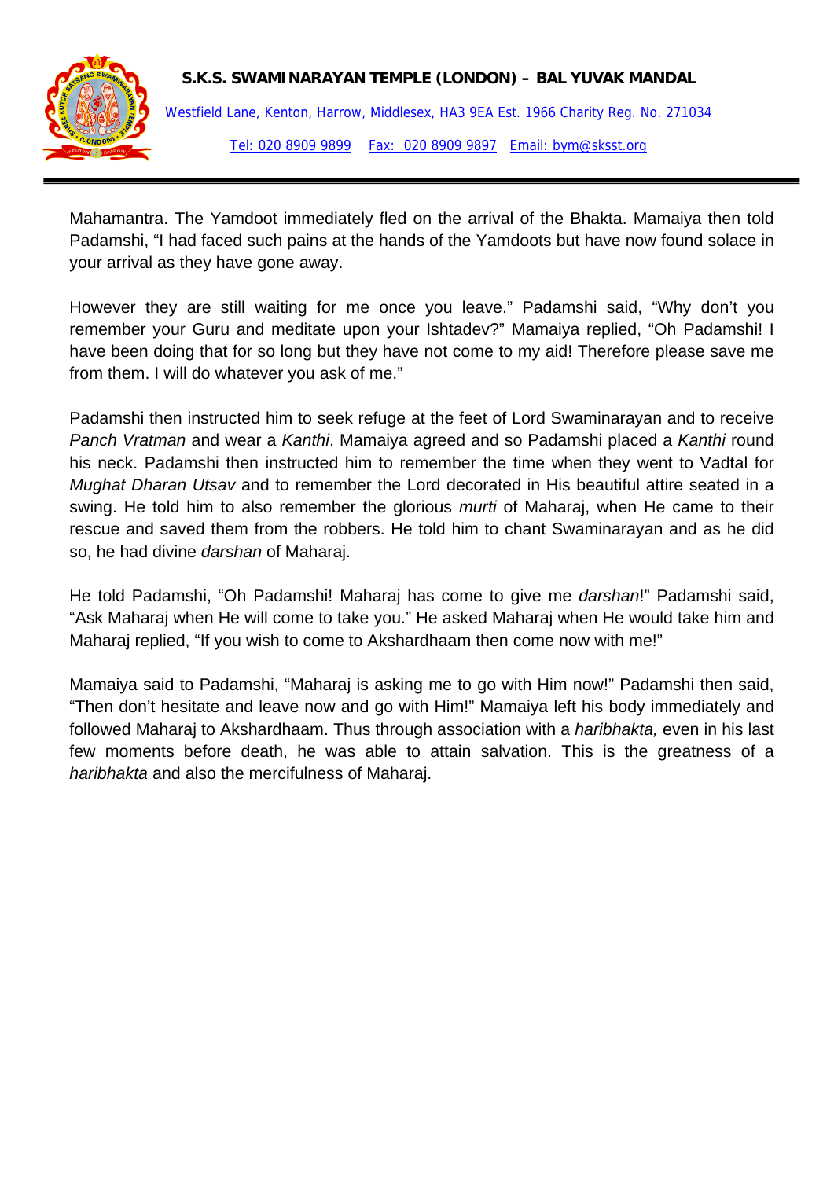Mahamantra. The Yamdoot immediately fled on the arrival of the Bhakta. Mamaiya then told Padamshi, "I had faced such pains at the hands of the Yamdoots but have now found solace in your arrival as they have gone away.

However they are still waiting for me once you leave." Padamshi said, "Why don't you remember your Guru and meditate upon your Ishtadev?" Mamaiya replied, "Oh Padamshi! I have been doing that for so long but they have not come to my aid! Therefore please save me from them. I will do whatever you ask of me."

Padamshi then instructed him to seek refuge at the feet of Lord Swaminarayan and to receive *Panch Vratman* and wear a *Kanthi*. Mamaiya agreed and so Padamshi placed a *Kanthi* round his neck. Padamshi then instructed him to remember the time when they went to Vadtal for *Mughat Dharan Utsav* and to remember the Lord decorated in His beautiful attire seated in a swing. He told him to also remember the glorious *murti* of Maharaj, when He came to their rescue and saved them from the robbers. He told him to chant Swaminarayan and as he did so, he had divine *darshan* of Maharaj.

He told Padamshi, "Oh Padamshi! Maharaj has come to give me *darshan*!" Padamshi said, "Ask Maharaj when He will come to take you." He asked Maharaj when He would take him and Maharaj replied, "If you wish to come to Akshardhaam then come now with me!"

Mamaiya said to Padamshi, "Maharaj is asking me to go with Him now!" Padamshi then said, "Then don't hesitate and leave now and go with Him!" Mamaiya left his body immediately and followed Maharaj to Akshardhaam. Thus through association with a *haribhakta,* even in his last few moments before death, he was able to attain salvation. This is the greatness of a *haribhakta* and also the mercifulness of Maharaj.